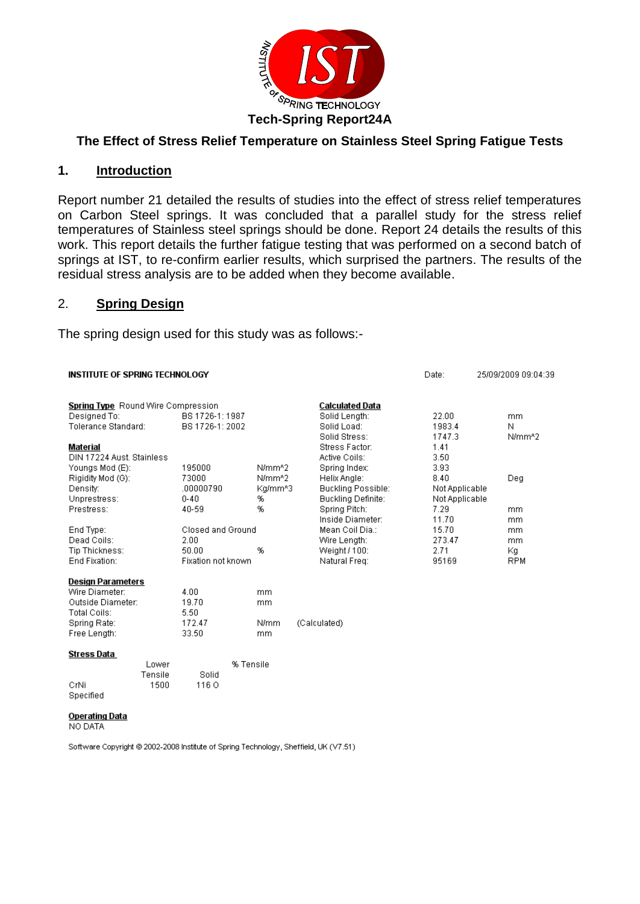**Tech-Spring Report24A**

# The Effect of Stress Relief Temperature on Stainless Steel Spring Fatigue Tests

## 1. Introduction

Report number 21 detailed the results of studies into the effect of stress relief temperatures on Carbon Steel springs. It was concluded that a parallel study for the stress relief temperatures of Stainless steel springs should be done. Report 24 details the results of this work. This report details the further fatigue testing that was performed on a second batch of springs at IST, to re-confirm earlier results, which surprised the partners. The results of the residual stress analysis are to be added when they become available.

## 2. Spring Design

The spring design used for this study was as follows:-

**INSTITUTE OF SPRING TECHNOLOGY** — Date: 25/09/2009 09:04:39

**Spring Type** Round Wire Compression

| | | |
|---|---|---|
| Designed To: | BS 1726-1: 1987 | |
| Tolerance Standard: | BS 1726-1: 2002 | |

**Material**

DIN 17224 Aust. Stainless

| | | |
|---|---|---|
| Youngs Mod (E): | 195000 | N/mm^2 |
| Rigidity Mod (G): | 73000 | N/mm^2 |
| Density: | .00000790 | Kg/mm^3 |
| Unprestress: | 0-40 | % |
| Prestress: | 40-59 | % |
| End Type: | Closed and Ground | |
| Dead Coils: | 2.00 | |
| Tip Thickness: | 50.00 | % |
| End Fixation: | Fixation not known | |

**Calculated Data**

| | | |
|---|---|---|
| Solid Length: | 22.00 | mm |
| Solid Load: | 1983.4 | N |
| Solid Stress: | 1747.3 | N/mm^2 |
| Stress Factor: | 1.41 | |
| Active Coils: | 3.50 | |
| Spring Index: | 3.93 | |
| Helix Angle: | 8.40 | Deg |
| Buckling Possible: | Not Applicable | |
| Buckling Definite: | Not Applicable | |
| Spring Pitch: | 7.29 | mm |
| Inside Diameter: | 11.70 | mm |
| Mean Coil Dia.: | 15.70 | mm |
| Wire Length: | 273.47 | mm |
| Weight / 100: | 2.71 | Kg |
| Natural Freq: | 95169 | RPM |

**Design Parameters**

| | | | |
|---|---|---|---|
| Wire Diameter: | 4.00 | mm | |
| Outside Diameter: | 19.70 | mm | |
| Total Coils: | 5.50 | | |
| Spring Rate: | 172.47 | N/mm | (Calculated) |
| Free Length: | 33.50 | mm | |

**Stress Data**

| | Lower Tensile | % Tensile Solid |
|---|---|---|
| CrNi Specified | 1500 | 116 O |

**Operating Data**

NO DATA

Software Copyright © 2002-2008 Institute of Spring Technology, Sheffield, UK (V7.51)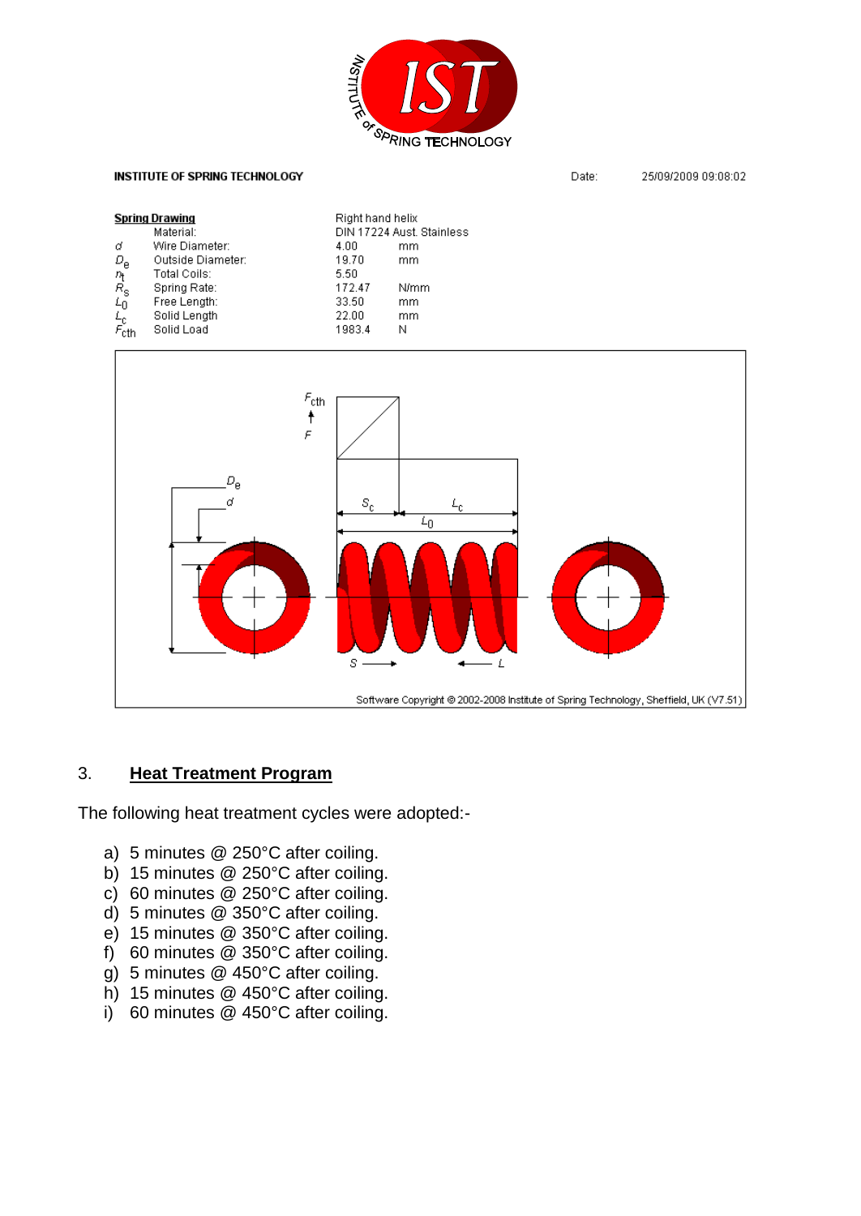INSTITUTE OF SPRING TECHNOLOGY

Date: 25/09/2009 09:08:02

**Spring Drawing**

| | | | |
|---|---|---|---|
| | Material: | Right hand helix DIN 17224 Aust. Stainless | |
| $d$ | Wire Diameter: | 4.00 | mm |
| $D_e$ | Outside Diameter: | 19.70 | mm |
| $n_t$ | Total Coils: | 5.50 | |
| $R_s$ | Spring Rate: | 172.47 | N/mm |
| $L_0$ | Free Length: | 33.50 | mm |
| $L_c$ | Solid Length | 22.00 | mm |
| $F_{cth}$ | Solid Load | 1983.4 | N |

Software Copyright © 2002-2008 Institute of Spring Technology, Sheffield, UK (V7.51)

## 3. Heat Treatment Program

The following heat treatment cycles were adopted:-

a) 5 minutes @ 250°C after coiling.
b) 15 minutes @ 250°C after coiling.
c) 60 minutes @ 250°C after coiling.
d) 5 minutes @ 350°C after coiling.
e) 15 minutes @ 350°C after coiling.
f) 60 minutes @ 350°C after coiling.
g) 5 minutes @ 450°C after coiling.
h) 15 minutes @ 450°C after coiling.
i) 60 minutes @ 450°C after coiling.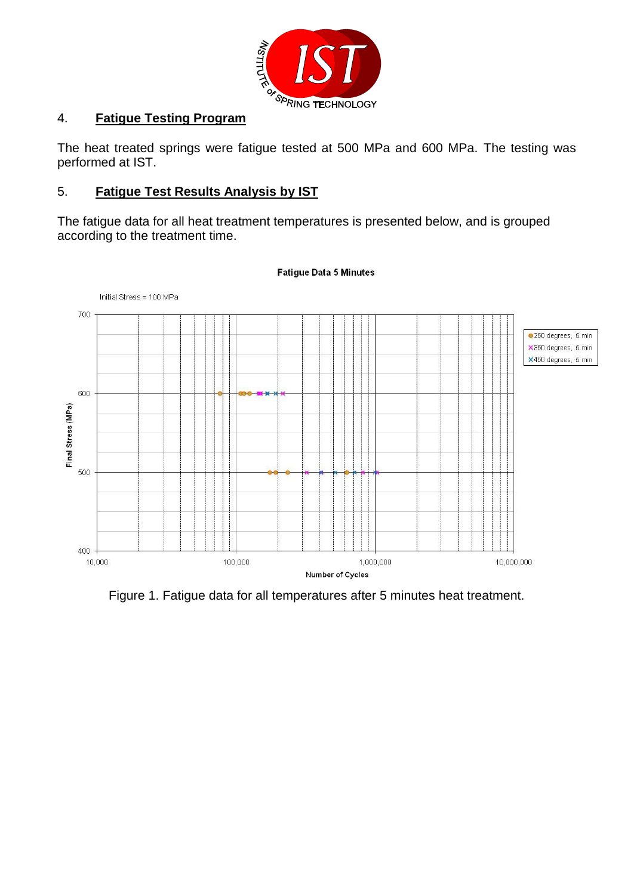## 4. Fatigue Testing Program

The heat treated springs were fatigue tested at 500 MPa and 600 MPa. The testing was performed at IST.

## 5. Fatigue Test Results Analysis by IST

The fatigue data for all heat treatment temperatures is presented below, and is grouped according to the treatment time.

**Fatigue Data 5 Minutes**

Initial Stress = 100 MPa

Figure 1. Fatigue data for all temperatures after 5 minutes heat treatment.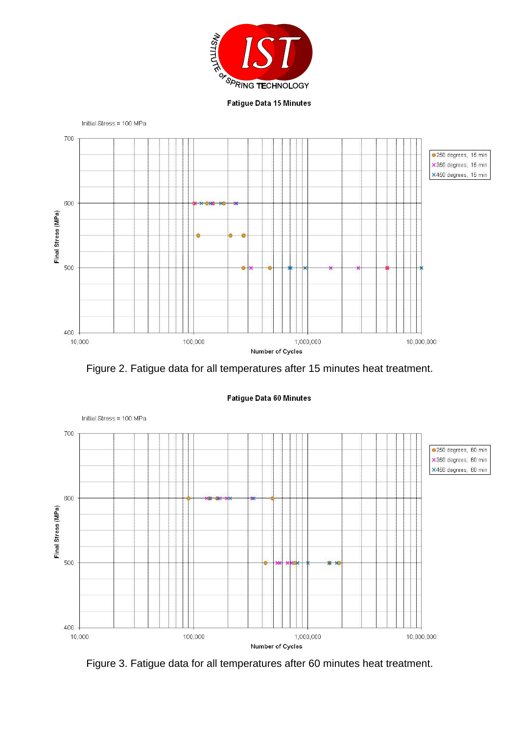Figure 2. Fatigue data for all temperatures after 15 minutes heat treatment.

Figure 3. Fatigue data for all temperatures after 60 minutes heat treatment.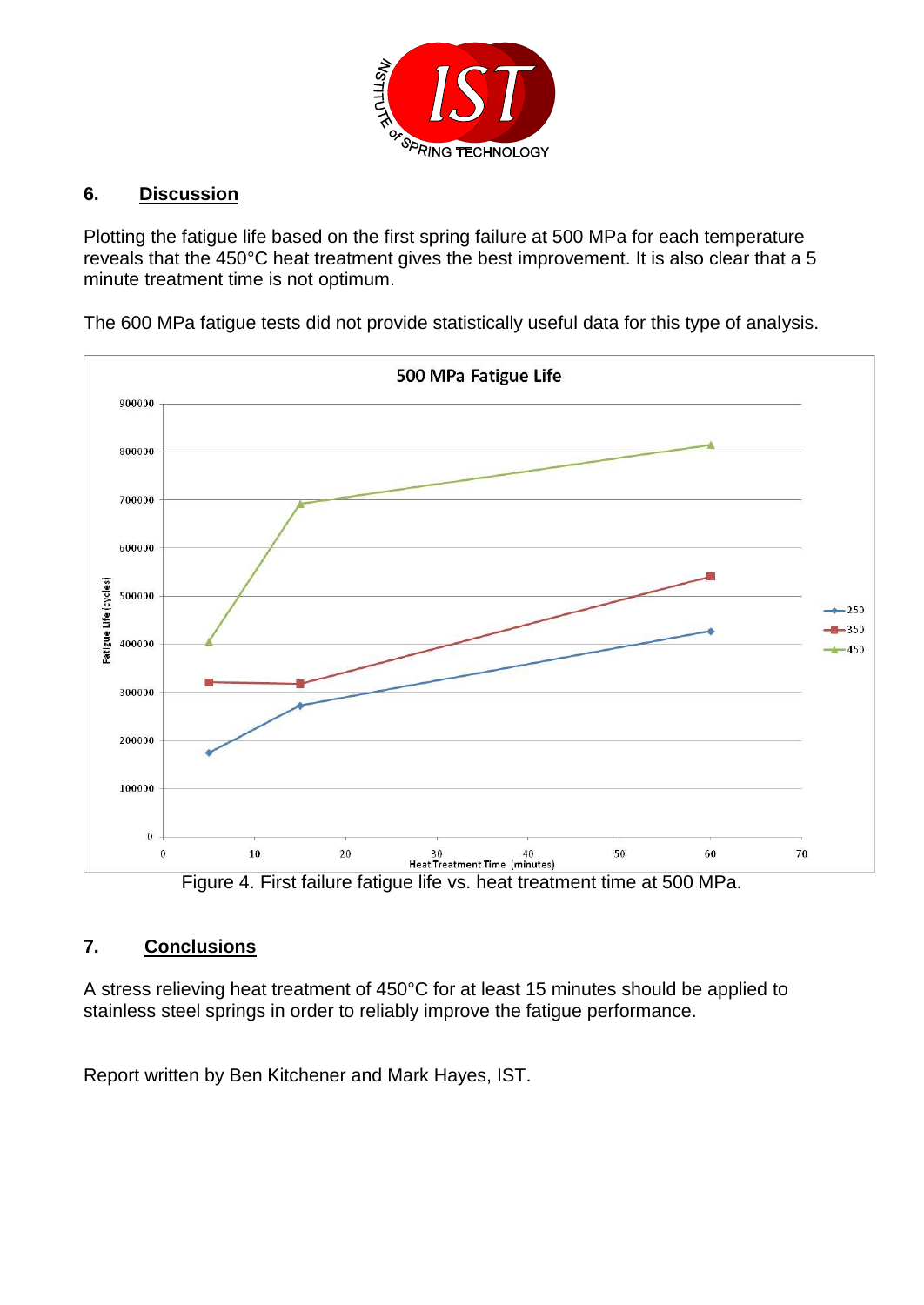## 6. Discussion

Plotting the fatigue life based on the first spring failure at 500 MPa for each temperature reveals that the 450°C heat treatment gives the best improvement. It is also clear that a 5 minute treatment time is not optimum.

The 600 MPa fatigue tests did not provide statistically useful data for this type of analysis.

500 MPa Fatigue Life

Fatigue Life (cycles)

0
100000
200000
300000
400000
500000
600000
700000
800000
900000

0
10
20
30
40
50
60
70

Heat Treatment Time (minutes)

250
350
450

Figure 4. First failure fatigue life vs. heat treatment time at 500 MPa.

## 7. Conclusions

A stress relieving heat treatment of 450°C for at least 15 minutes should be applied to stainless steel springs in order to reliably improve the fatigue performance.

Report written by Ben Kitchener and Mark Hayes, IST.